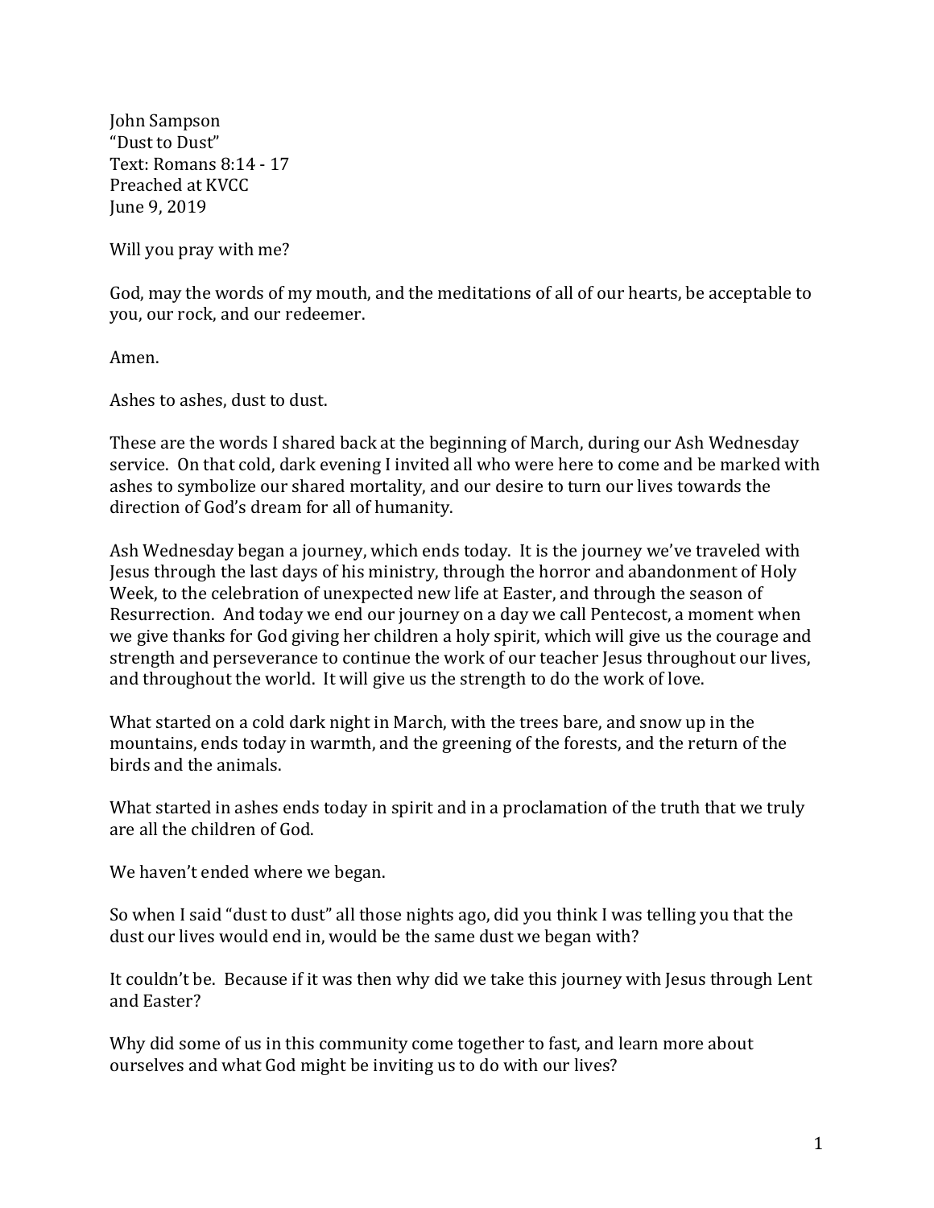John Sampson
"Dust to Dust"
Text: Romans 8:14 - 17
Preached at KVCC
June 9, 2019

Will you pray with me?

God, may the words of my mouth, and the meditations of all of our hearts, be acceptable to you, our rock, and our redeemer.

Amen.

Ashes to ashes, dust to dust.

These are the words I shared back at the beginning of March, during our Ash Wednesday service. On that cold, dark evening I invited all who were here to come and be marked with ashes to symbolize our shared mortality, and our desire to turn our lives towards the direction of God's dream for all of humanity.

Ash Wednesday began a journey, which ends today. It is the journey we've traveled with Jesus through the last days of his ministry, through the horror and abandonment of Holy Week, to the celebration of unexpected new life at Easter, and through the season of Resurrection. And today we end our journey on a day we call Pentecost, a moment when we give thanks for God giving her children a holy spirit, which will give us the courage and strength and perseverance to continue the work of our teacher Jesus throughout our lives, and throughout the world. It will give us the strength to do the work of love.

What started on a cold dark night in March, with the trees bare, and snow up in the mountains, ends today in warmth, and the greening of the forests, and the return of the birds and the animals.

What started in ashes ends today in spirit and in a proclamation of the truth that we truly are all the children of God.

We haven't ended where we began.

So when I said "dust to dust" all those nights ago, did you think I was telling you that the dust our lives would end in, would be the same dust we began with?

It couldn't be. Because if it was then why did we take this journey with Jesus through Lent and Easter?

Why did some of us in this community come together to fast, and learn more about ourselves and what God might be inviting us to do with our lives?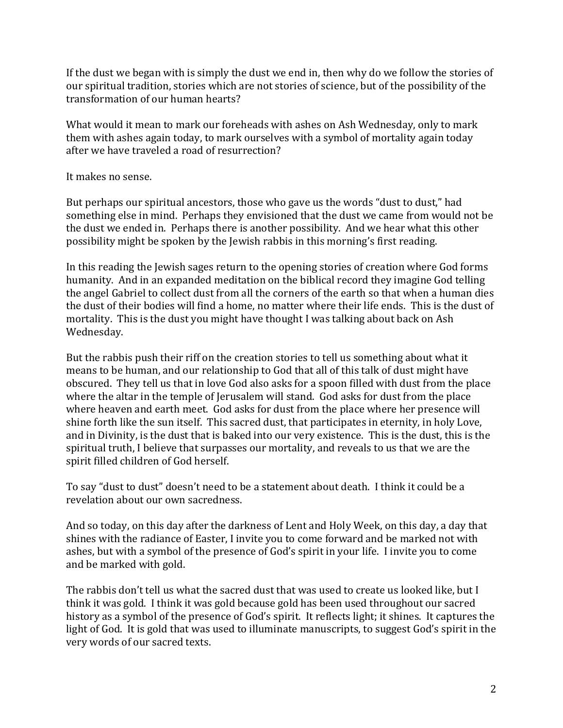If the dust we began with is simply the dust we end in, then why do we follow the stories of our spiritual tradition, stories which are not stories of science, but of the possibility of the transformation of our human hearts?

What would it mean to mark our foreheads with ashes on Ash Wednesday, only to mark them with ashes again today, to mark ourselves with a symbol of mortality again today after we have traveled a road of resurrection?

It makes no sense.

But perhaps our spiritual ancestors, those who gave us the words "dust to dust," had something else in mind. Perhaps they envisioned that the dust we came from would not be the dust we ended in. Perhaps there is another possibility. And we hear what this other possibility might be spoken by the Jewish rabbis in this morning's first reading.

In this reading the Jewish sages return to the opening stories of creation where God forms humanity. And in an expanded meditation on the biblical record they imagine God telling the angel Gabriel to collect dust from all the corners of the earth so that when a human dies the dust of their bodies will find a home, no matter where their life ends. This is the dust of mortality. This is the dust you might have thought I was talking about back on Ash Wednesday.

But the rabbis push their riff on the creation stories to tell us something about what it means to be human, and our relationship to God that all of this talk of dust might have obscured. They tell us that in love God also asks for a spoon filled with dust from the place where the altar in the temple of Jerusalem will stand. God asks for dust from the place where heaven and earth meet. God asks for dust from the place where her presence will shine forth like the sun itself. This sacred dust, that participates in eternity, in holy Love, and in Divinity, is the dust that is baked into our very existence. This is the dust, this is the spiritual truth, I believe that surpasses our mortality, and reveals to us that we are the spirit filled children of God herself.

To say "dust to dust" doesn't need to be a statement about death. I think it could be a revelation about our own sacredness.

And so today, on this day after the darkness of Lent and Holy Week, on this day, a day that shines with the radiance of Easter, I invite you to come forward and be marked not with ashes, but with a symbol of the presence of God's spirit in your life. I invite you to come and be marked with gold.

The rabbis don't tell us what the sacred dust that was used to create us looked like, but I think it was gold. I think it was gold because gold has been used throughout our sacred history as a symbol of the presence of God's spirit. It reflects light; it shines. It captures the light of God. It is gold that was used to illuminate manuscripts, to suggest God's spirit in the very words of our sacred texts.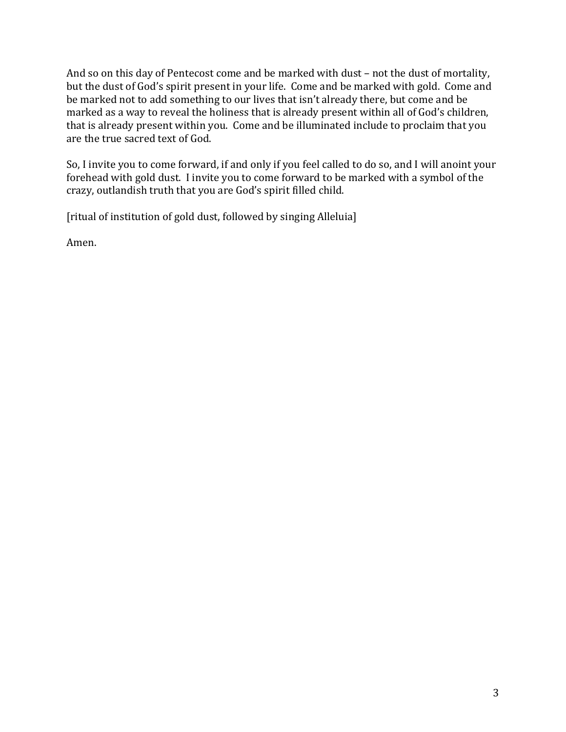And so on this day of Pentecost come and be marked with dust – not the dust of mortality, but the dust of God's spirit present in your life. Come and be marked with gold. Come and be marked not to add something to our lives that isn't already there, but come and be marked as a way to reveal the holiness that is already present within all of God's children, that is already present within you. Come and be illuminated include to proclaim that you are the true sacred text of God.

So, I invite you to come forward, if and only if you feel called to do so, and I will anoint your forehead with gold dust. I invite you to come forward to be marked with a symbol of the crazy, outlandish truth that you are God's spirit filled child.

[ritual of institution of gold dust, followed by singing Alleluia]

Amen.